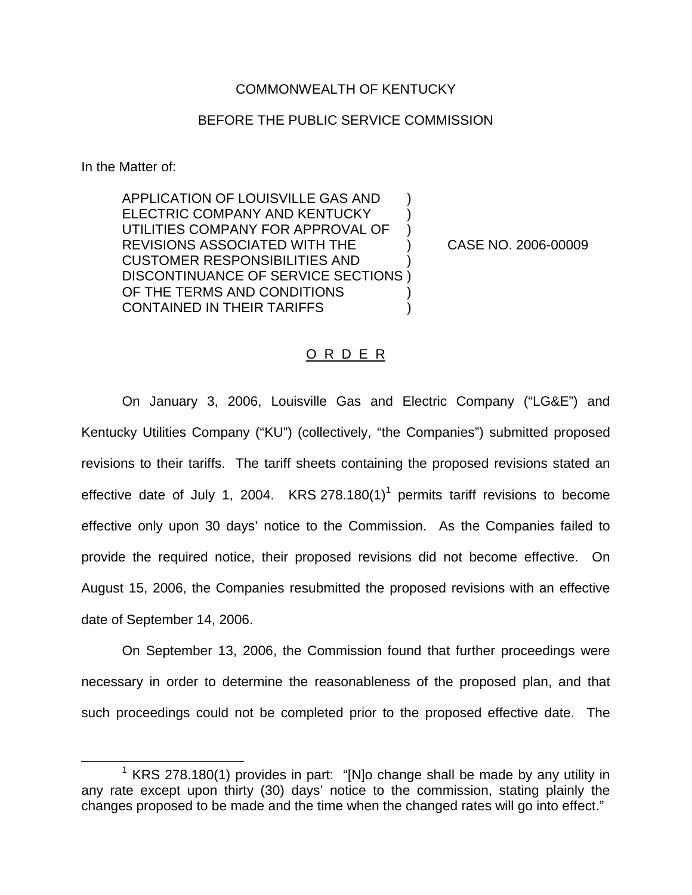COMMONWEALTH OF KENTUCKY

BEFORE THE PUBLIC SERVICE COMMISSION

In the Matter of:

| | | |
|---|---|---|
| APPLICATION OF LOUISVILLE GAS AND ELECTRIC COMPANY AND KENTUCKY UTILITIES COMPANY FOR APPROVAL OF REVISIONS ASSOCIATED WITH THE CUSTOMER RESPONSIBILITIES AND DISCONTINUANCE OF SERVICE SECTIONS OF THE TERMS AND CONDITIONS CONTAINED IN THEIR TARIFFS | ) | CASE NO. 2006-00009 |

O R D E R

On January 3, 2006, Louisville Gas and Electric Company ("LG&E") and Kentucky Utilities Company ("KU") (collectively, "the Companies") submitted proposed revisions to their tariffs. The tariff sheets containing the proposed revisions stated an effective date of July 1, 2004. KRS 278.180(1)[1] permits tariff revisions to become effective only upon 30 days' notice to the Commission. As the Companies failed to provide the required notice, their proposed revisions did not become effective. On August 15, 2006, the Companies resubmitted the proposed revisions with an effective date of September 14, 2006.

On September 13, 2006, the Commission found that further proceedings were necessary in order to determine the reasonableness of the proposed plan, and that such proceedings could not be completed prior to the proposed effective date. The

[1] KRS 278.180(1) provides in part: "[N]o change shall be made by any utility in any rate except upon thirty (30) days' notice to the commission, stating plainly the changes proposed to be made and the time when the changed rates will go into effect."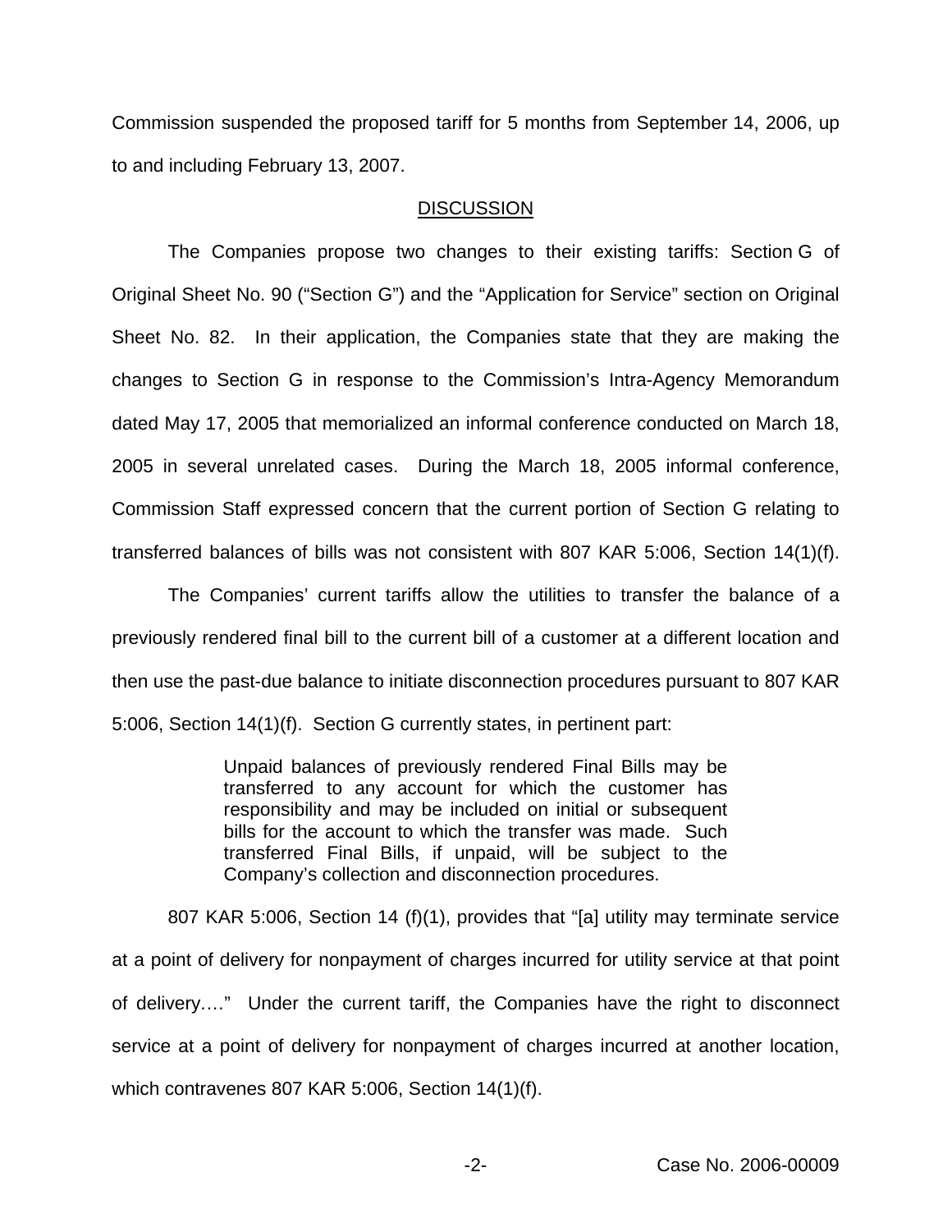Commission suspended the proposed tariff for 5 months from September 14, 2006, up to and including February 13, 2007.

## DISCUSSION

The Companies propose two changes to their existing tariffs: Section G of Original Sheet No. 90 ("Section G") and the "Application for Service" section on Original Sheet No. 82. In their application, the Companies state that they are making the changes to Section G in response to the Commission's Intra-Agency Memorandum dated May 17, 2005 that memorialized an informal conference conducted on March 18, 2005 in several unrelated cases. During the March 18, 2005 informal conference, Commission Staff expressed concern that the current portion of Section G relating to transferred balances of bills was not consistent with 807 KAR 5:006, Section 14(1)(f).

The Companies' current tariffs allow the utilities to transfer the balance of a previously rendered final bill to the current bill of a customer at a different location and then use the past-due balance to initiate disconnection procedures pursuant to 807 KAR 5:006, Section 14(1)(f). Section G currently states, in pertinent part:

> Unpaid balances of previously rendered Final Bills may be transferred to any account for which the customer has responsibility and may be included on initial or subsequent bills for the account to which the transfer was made. Such transferred Final Bills, if unpaid, will be subject to the Company's collection and disconnection procedures.

807 KAR 5:006, Section 14 (f)(1), provides that "[a] utility may terminate service at a point of delivery for nonpayment of charges incurred for utility service at that point of delivery…." Under the current tariff, the Companies have the right to disconnect service at a point of delivery for nonpayment of charges incurred at another location, which contravenes 807 KAR 5:006, Section 14(1)(f).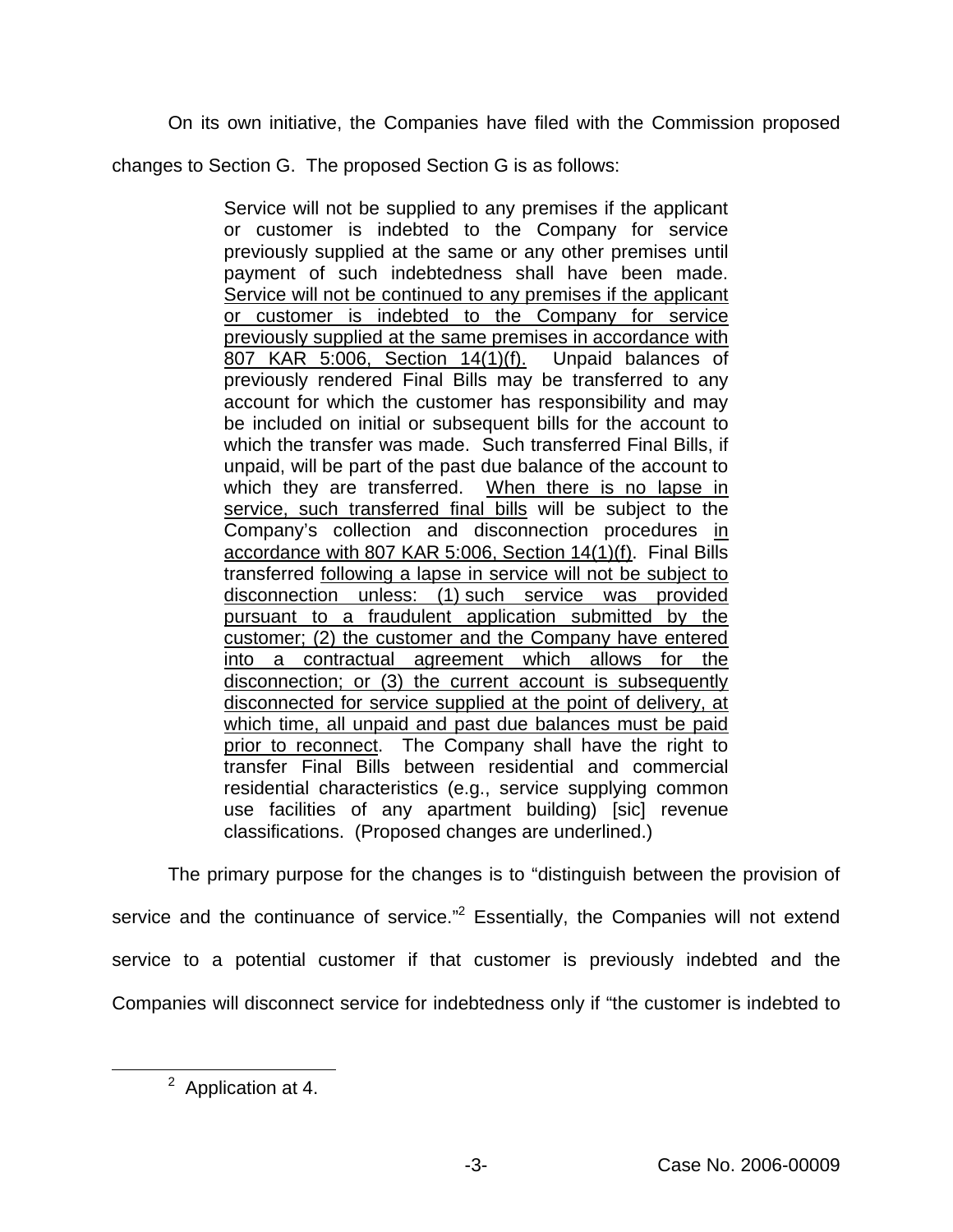On its own initiative, the Companies have filed with the Commission proposed changes to Section G. The proposed Section G is as follows:

> Service will not be supplied to any premises if the applicant or customer is indebted to the Company for service previously supplied at the same or any other premises until payment of such indebtedness shall have been made. <u>Service will not be continued to any premises if the applicant or customer is indebted to the Company for service previously supplied at the same premises in accordance with 807 KAR 5:006, Section 14(1)(f).</u> Unpaid balances of previously rendered Final Bills may be transferred to any account for which the customer has responsibility and may be included on initial or subsequent bills for the account to which the transfer was made. Such transferred Final Bills, if unpaid, will be part of the past due balance of the account to which they are transferred. <u>When there is no lapse in service, such transferred final bills</u> will be subject to the Company's collection and disconnection procedures <u>in accordance with 807 KAR 5:006, Section 14(1)(f)</u>. Final Bills transferred <u>following a lapse in service will not be subject to disconnection unless: (1) such service was provided pursuant to a fraudulent application submitted by the customer; (2) the customer and the Company have entered into a contractual agreement which allows for the disconnection; or (3) the current account is subsequently disconnected for service supplied at the point of delivery, at which time, all unpaid and past due balances must be paid prior to reconnect</u>. The Company shall have the right to transfer Final Bills between residential and commercial residential characteristics (e.g., service supplying common use facilities of any apartment building) [sic] revenue classifications. (Proposed changes are underlined.)

The primary purpose for the changes is to "distinguish between the provision of service and the continuance of service."[2] Essentially, the Companies will not extend service to a potential customer if that customer is previously indebted and the Companies will disconnect service for indebtedness only if "the customer is indebted to

---

[2] Application at 4.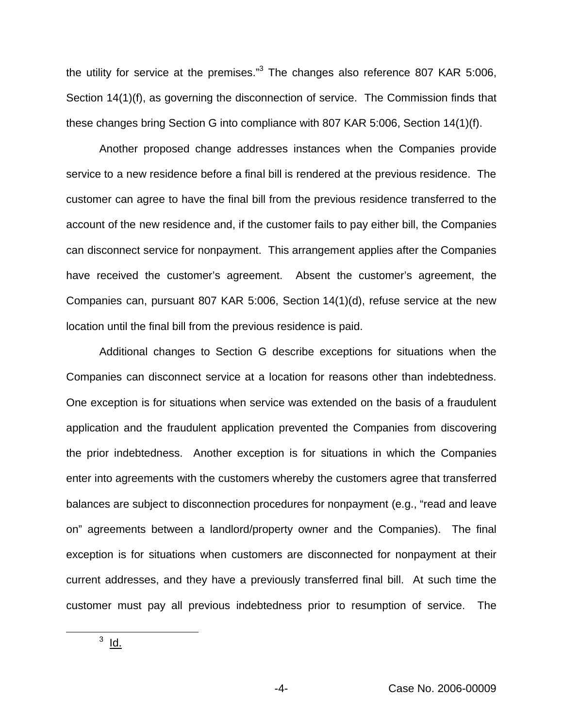the utility for service at the premises."[3] The changes also reference 807 KAR 5:006, Section 14(1)(f), as governing the disconnection of service. The Commission finds that these changes bring Section G into compliance with 807 KAR 5:006, Section 14(1)(f).

Another proposed change addresses instances when the Companies provide service to a new residence before a final bill is rendered at the previous residence. The customer can agree to have the final bill from the previous residence transferred to the account of the new residence and, if the customer fails to pay either bill, the Companies can disconnect service for nonpayment. This arrangement applies after the Companies have received the customer's agreement. Absent the customer's agreement, the Companies can, pursuant 807 KAR 5:006, Section 14(1)(d), refuse service at the new location until the final bill from the previous residence is paid.

Additional changes to Section G describe exceptions for situations when the Companies can disconnect service at a location for reasons other than indebtedness. One exception is for situations when service was extended on the basis of a fraudulent application and the fraudulent application prevented the Companies from discovering the prior indebtedness. Another exception is for situations in which the Companies enter into agreements with the customers whereby the customers agree that transferred balances are subject to disconnection procedures for nonpayment (e.g., "read and leave on" agreements between a landlord/property owner and the Companies). The final exception is for situations when customers are disconnected for nonpayment at their current addresses, and they have a previously transferred final bill. At such time the customer must pay all previous indebtedness prior to resumption of service. The

[3] Id.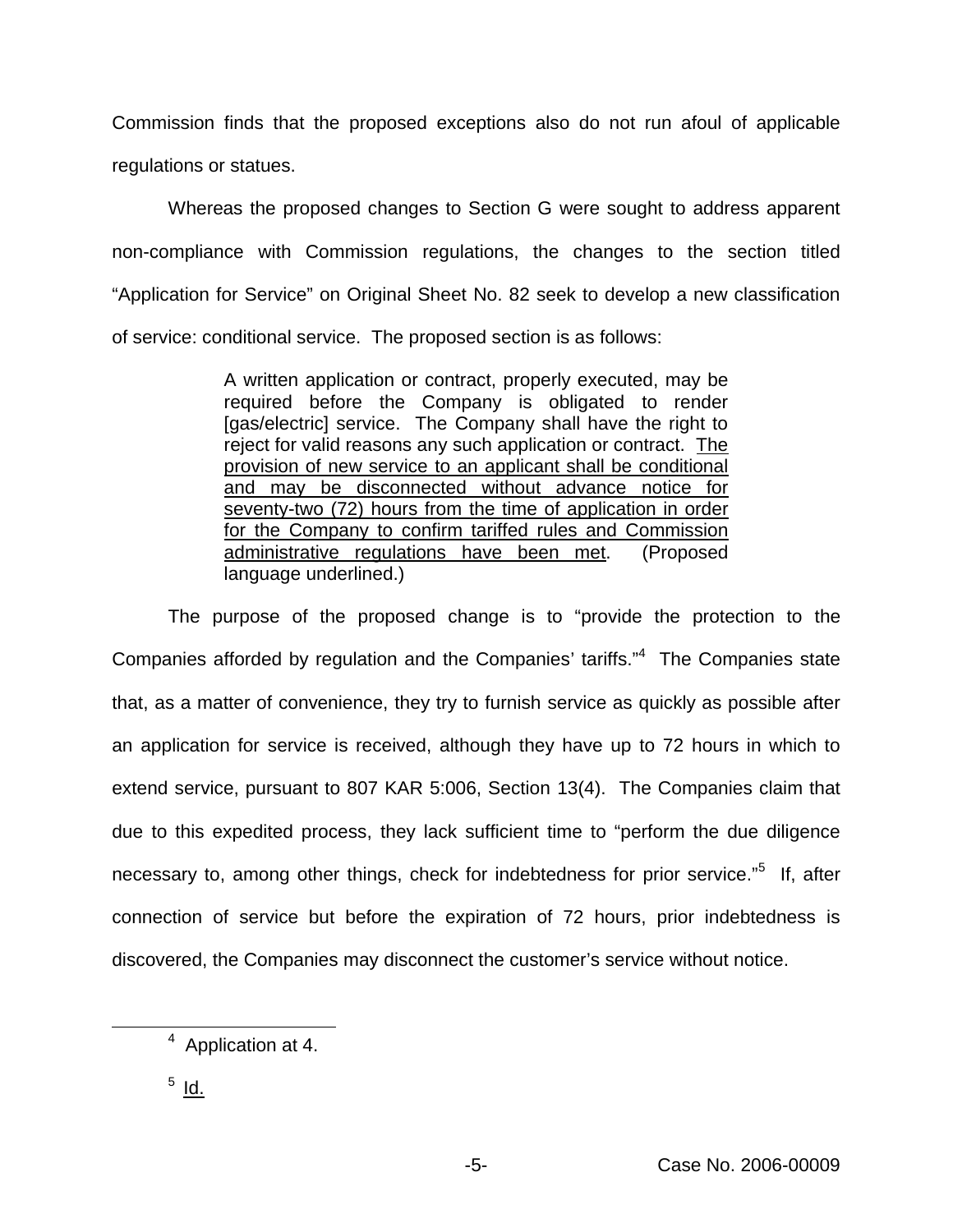Commission finds that the proposed exceptions also do not run afoul of applicable regulations or statues.

Whereas the proposed changes to Section G were sought to address apparent non-compliance with Commission regulations, the changes to the section titled "Application for Service" on Original Sheet No. 82 seek to develop a new classification of service: conditional service. The proposed section is as follows:

> A written application or contract, properly executed, may be required before the Company is obligated to render [gas/electric] service. The Company shall have the right to reject for valid reasons any such application or contract. <u>The provision of new service to an applicant shall be conditional and may be disconnected without advance notice for seventy-two (72) hours from the time of application in order for the Company to confirm tariffed rules and Commission administrative regulations have been met</u>. (Proposed language underlined.)

The purpose of the proposed change is to "provide the protection to the Companies afforded by regulation and the Companies' tariffs."[4] The Companies state that, as a matter of convenience, they try to furnish service as quickly as possible after an application for service is received, although they have up to 72 hours in which to extend service, pursuant to 807 KAR 5:006, Section 13(4). The Companies claim that due to this expedited process, they lack sufficient time to "perform the due diligence necessary to, among other things, check for indebtedness for prior service."[5] If, after connection of service but before the expiration of 72 hours, prior indebtedness is discovered, the Companies may disconnect the customer's service without notice.

---

[4] Application at 4.

[5] Id.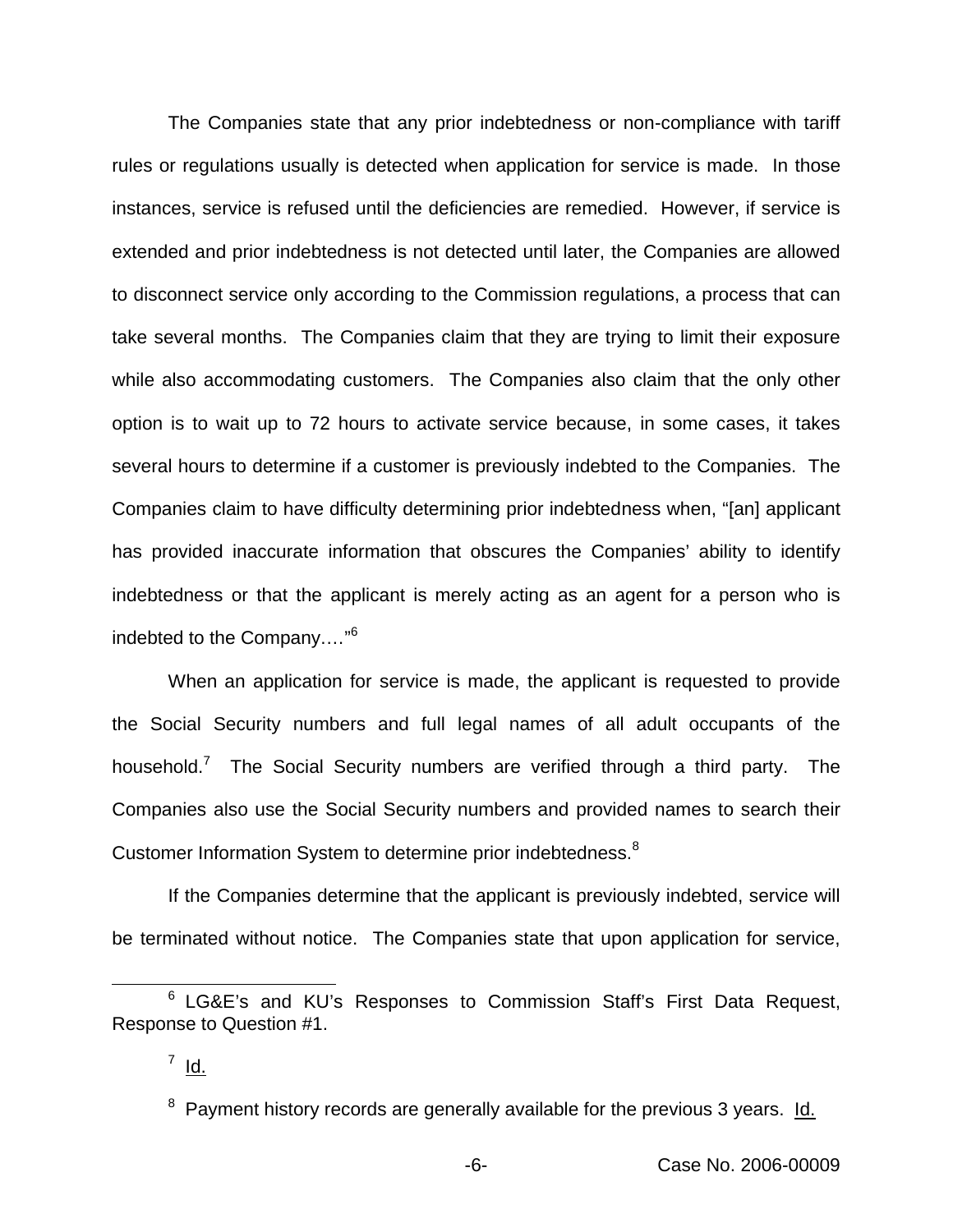The Companies state that any prior indebtedness or non-compliance with tariff rules or regulations usually is detected when application for service is made. In those instances, service is refused until the deficiencies are remedied. However, if service is extended and prior indebtedness is not detected until later, the Companies are allowed to disconnect service only according to the Commission regulations, a process that can take several months. The Companies claim that they are trying to limit their exposure while also accommodating customers. The Companies also claim that the only other option is to wait up to 72 hours to activate service because, in some cases, it takes several hours to determine if a customer is previously indebted to the Companies. The Companies claim to have difficulty determining prior indebtedness when, "[an] applicant has provided inaccurate information that obscures the Companies' ability to identify indebtedness or that the applicant is merely acting as an agent for a person who is indebted to the Company…."[6]

When an application for service is made, the applicant is requested to provide the Social Security numbers and full legal names of all adult occupants of the household.[7] The Social Security numbers are verified through a third party. The Companies also use the Social Security numbers and provided names to search their Customer Information System to determine prior indebtedness.[8]

If the Companies determine that the applicant is previously indebted, service will be terminated without notice. The Companies state that upon application for service,

---

[6] LG&E's and KU's Responses to Commission Staff's First Data Request, Response to Question #1.

[7] Id.

[8] Payment history records are generally available for the previous 3 years. Id.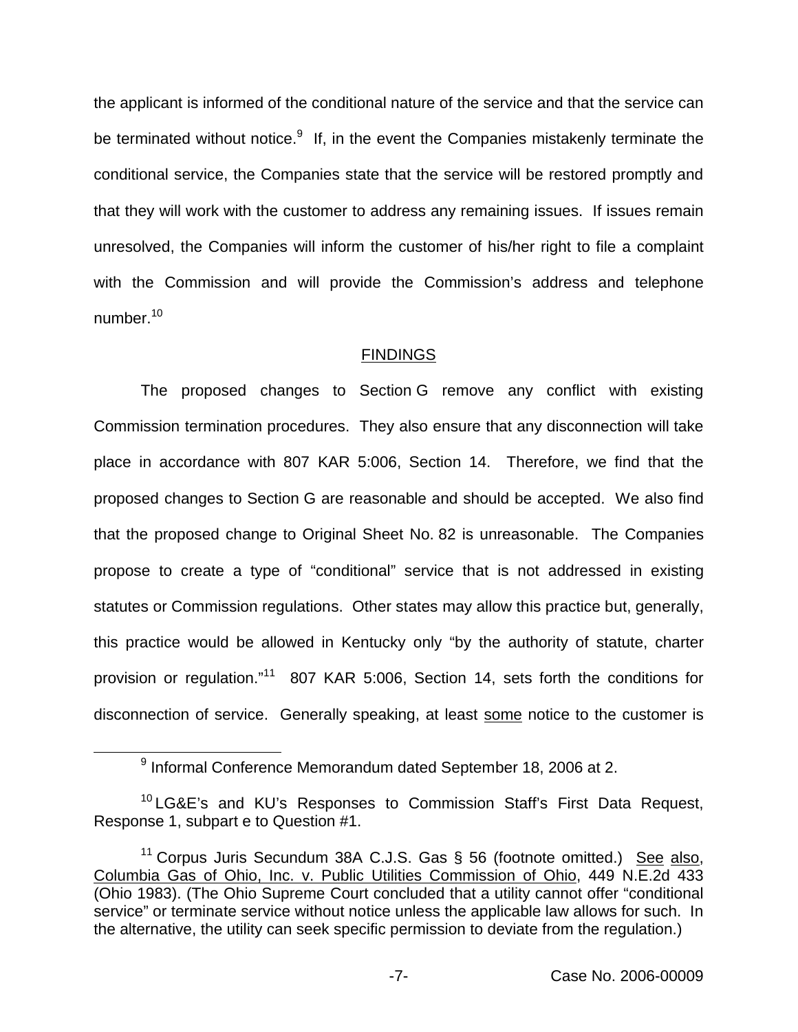the applicant is informed of the conditional nature of the service and that the service can be terminated without notice.[9] If, in the event the Companies mistakenly terminate the conditional service, the Companies state that the service will be restored promptly and that they will work with the customer to address any remaining issues. If issues remain unresolved, the Companies will inform the customer of his/her right to file a complaint with the Commission and will provide the Commission's address and telephone number.[10]

## FINDINGS

The proposed changes to Section G remove any conflict with existing Commission termination procedures. They also ensure that any disconnection will take place in accordance with 807 KAR 5:006, Section 14. Therefore, we find that the proposed changes to Section G are reasonable and should be accepted. We also find that the proposed change to Original Sheet No. 82 is unreasonable. The Companies propose to create a type of "conditional" service that is not addressed in existing statutes or Commission regulations. Other states may allow this practice but, generally, this practice would be allowed in Kentucky only "by the authority of statute, charter provision or regulation."[11] 807 KAR 5:006, Section 14, sets forth the conditions for disconnection of service. Generally speaking, at least some notice to the customer is

---

[9] Informal Conference Memorandum dated September 18, 2006 at 2.

[10] LG&E's and KU's Responses to Commission Staff's First Data Request, Response 1, subpart e to Question #1.

[11] Corpus Juris Secundum 38A C.J.S. Gas § 56 (footnote omitted.) See also, Columbia Gas of Ohio, Inc. v. Public Utilities Commission of Ohio, 449 N.E.2d 433 (Ohio 1983). (The Ohio Supreme Court concluded that a utility cannot offer "conditional service" or terminate service without notice unless the applicable law allows for such. In the alternative, the utility can seek specific permission to deviate from the regulation.)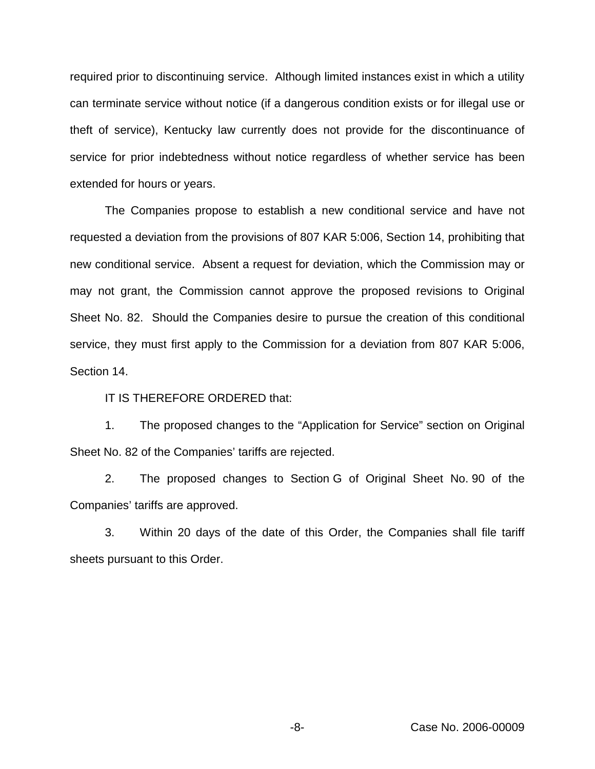required prior to discontinuing service. Although limited instances exist in which a utility can terminate service without notice (if a dangerous condition exists or for illegal use or theft of service), Kentucky law currently does not provide for the discontinuance of service for prior indebtedness without notice regardless of whether service has been extended for hours or years.

The Companies propose to establish a new conditional service and have not requested a deviation from the provisions of 807 KAR 5:006, Section 14, prohibiting that new conditional service. Absent a request for deviation, which the Commission may or may not grant, the Commission cannot approve the proposed revisions to Original Sheet No. 82. Should the Companies desire to pursue the creation of this conditional service, they must first apply to the Commission for a deviation from 807 KAR 5:006, Section 14.

IT IS THEREFORE ORDERED that:

1. The proposed changes to the "Application for Service" section on Original Sheet No. 82 of the Companies' tariffs are rejected.

2. The proposed changes to Section G of Original Sheet No. 90 of the Companies' tariffs are approved.

3. Within 20 days of the date of this Order, the Companies shall file tariff sheets pursuant to this Order.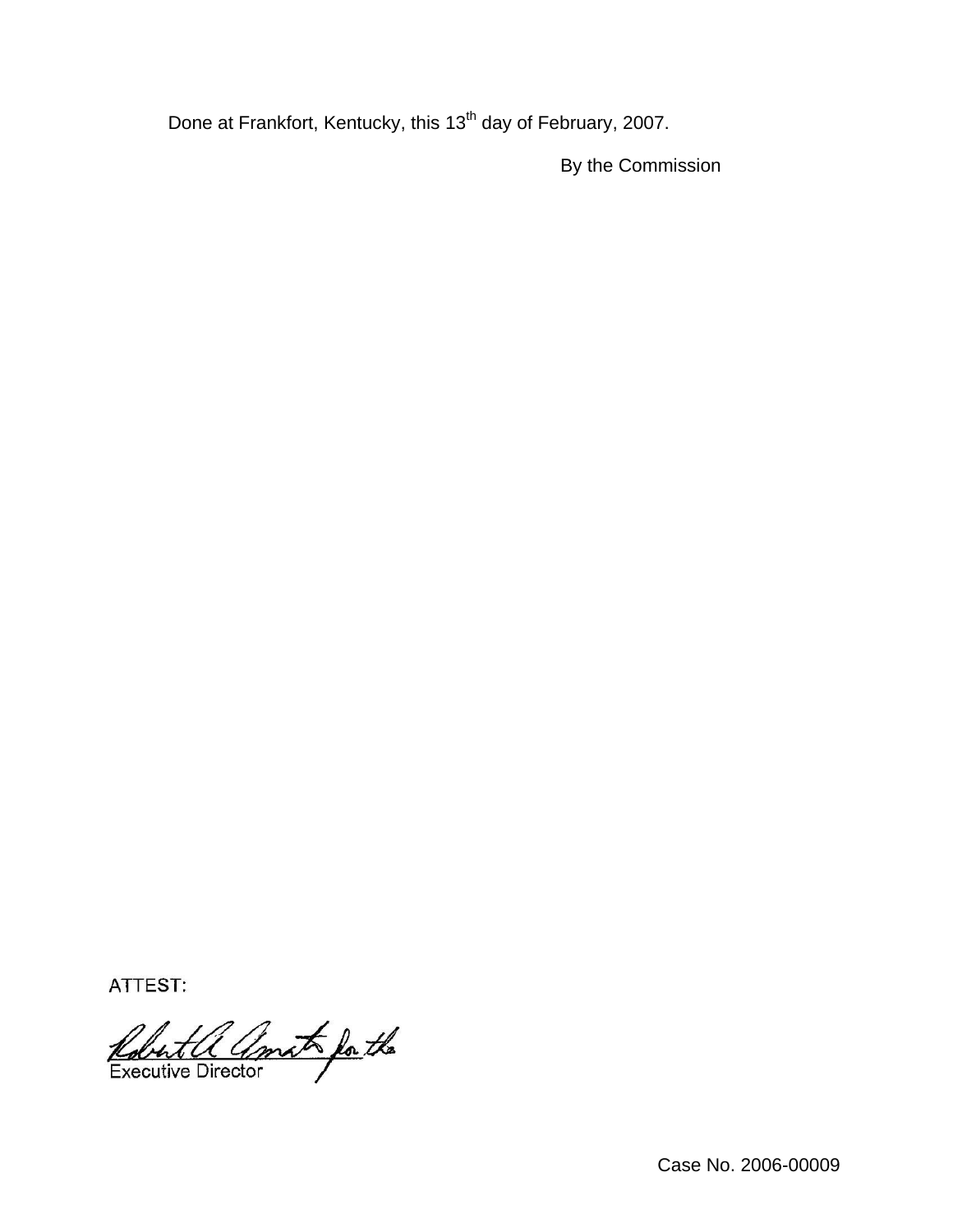Done at Frankfort, Kentucky, this 13th day of February, 2007.

By the Commission

ATTEST:

Robert A. Amato for the
Executive Director

Case No. 2006-00009